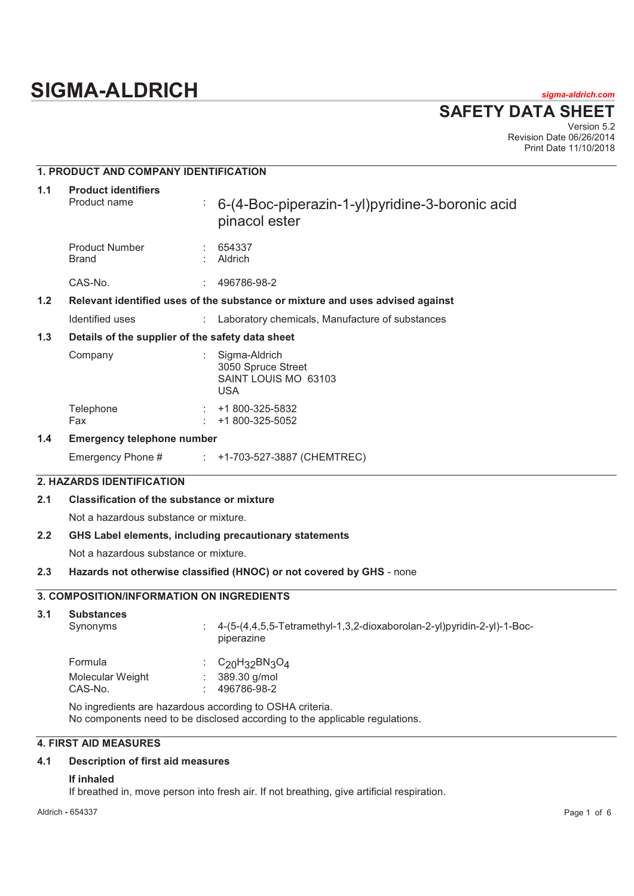# SIGMA-ALDRICH

*sigma-aldrich.com*

## SAFETY DATA SHEET

Version 5.2
Revision Date 06/26/2014
Print Date 11/10/2018

### 1. PRODUCT AND COMPANY IDENTIFICATION

**1.1 Product identifiers**

Product name : 6-(4-Boc-piperazin-1-yl)pyridine-3-boronic acid pinacol ester

Product Number : 654337
Brand : Aldrich

CAS-No. : 496786-98-2

**1.2 Relevant identified uses of the substance or mixture and uses advised against**

Identified uses : Laboratory chemicals, Manufacture of substances

**1.3 Details of the supplier of the safety data sheet**

Company : Sigma-Aldrich
3050 Spruce Street
SAINT LOUIS MO 63103
USA

Telephone : +1 800-325-5832
Fax : +1 800-325-5052

**1.4 Emergency telephone number**

Emergency Phone # : +1-703-527-3887 (CHEMTREC)

### 2. HAZARDS IDENTIFICATION

**2.1 Classification of the substance or mixture**

Not a hazardous substance or mixture.

**2.2 GHS Label elements, including precautionary statements**

Not a hazardous substance or mixture.

**2.3 Hazards not otherwise classified (HNOC) or not covered by GHS** - none

### 3. COMPOSITION/INFORMATION ON INGREDIENTS

**3.1 Substances**

Synonyms : 4-(5-(4,4,5,5-Tetramethyl-1,3,2-dioxaborolan-2-yl)pyridin-2-yl)-1-Boc-piperazine

Formula : $C_{20}H_{32}BN_3O_4$
Molecular Weight : 389.30 g/mol
CAS-No. : 496786-98-2

No ingredients are hazardous according to OSHA criteria.
No components need to be disclosed according to the applicable regulations.

### 4. FIRST AID MEASURES

**4.1 Description of first aid measures**

**If inhaled**
If breathed in, move person into fresh air. If not breathing, give artificial respiration.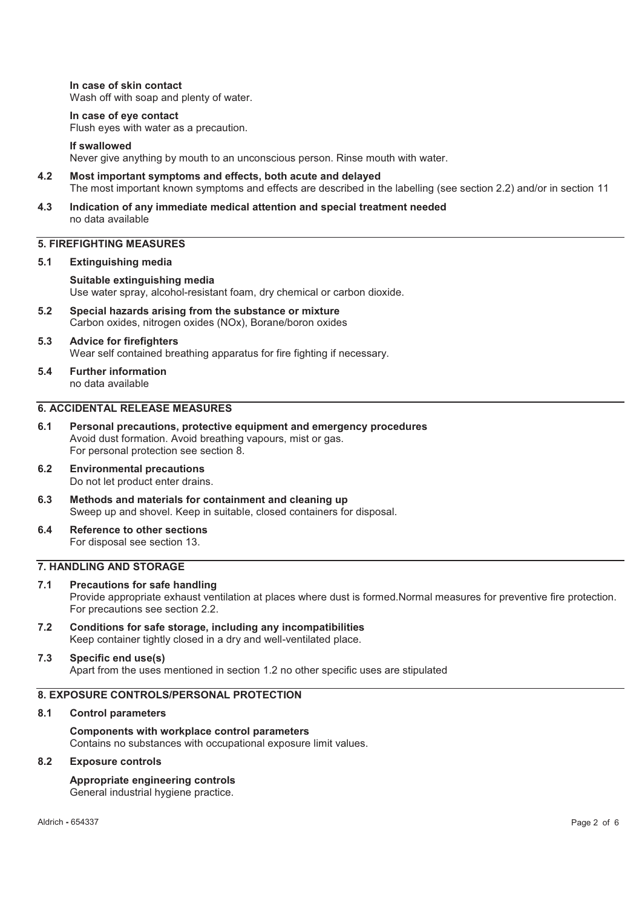**In case of skin contact**
Wash off with soap and plenty of water.

**In case of eye contact**
Flush eyes with water as a precaution.

**If swallowed**
Never give anything by mouth to an unconscious person. Rinse mouth with water.

**4.2 Most important symptoms and effects, both acute and delayed**
The most important known symptoms and effects are described in the labelling (see section 2.2) and/or in section 11

**4.3 Indication of any immediate medical attention and special treatment needed**
no data available

## 5. FIREFIGHTING MEASURES

**5.1 Extinguishing media**

**Suitable extinguishing media**
Use water spray, alcohol-resistant foam, dry chemical or carbon dioxide.

**5.2 Special hazards arising from the substance or mixture**
Carbon oxides, nitrogen oxides (NOx), Borane/boron oxides

**5.3 Advice for firefighters**
Wear self contained breathing apparatus for fire fighting if necessary.

**5.4 Further information**
no data available

## 6. ACCIDENTAL RELEASE MEASURES

**6.1 Personal precautions, protective equipment and emergency procedures**
Avoid dust formation. Avoid breathing vapours, mist or gas.
For personal protection see section 8.

**6.2 Environmental precautions**
Do not let product enter drains.

**6.3 Methods and materials for containment and cleaning up**
Sweep up and shovel. Keep in suitable, closed containers for disposal.

**6.4 Reference to other sections**
For disposal see section 13.

## 7. HANDLING AND STORAGE

**7.1 Precautions for safe handling**
Provide appropriate exhaust ventilation at places where dust is formed.Normal measures for preventive fire protection.
For precautions see section 2.2.

**7.2 Conditions for safe storage, including any incompatibilities**
Keep container tightly closed in a dry and well-ventilated place.

**7.3 Specific end use(s)**
Apart from the uses mentioned in section 1.2 no other specific uses are stipulated

## 8. EXPOSURE CONTROLS/PERSONAL PROTECTION

**8.1 Control parameters**

**Components with workplace control parameters**
Contains no substances with occupational exposure limit values.

**8.2 Exposure controls**

**Appropriate engineering controls**
General industrial hygiene practice.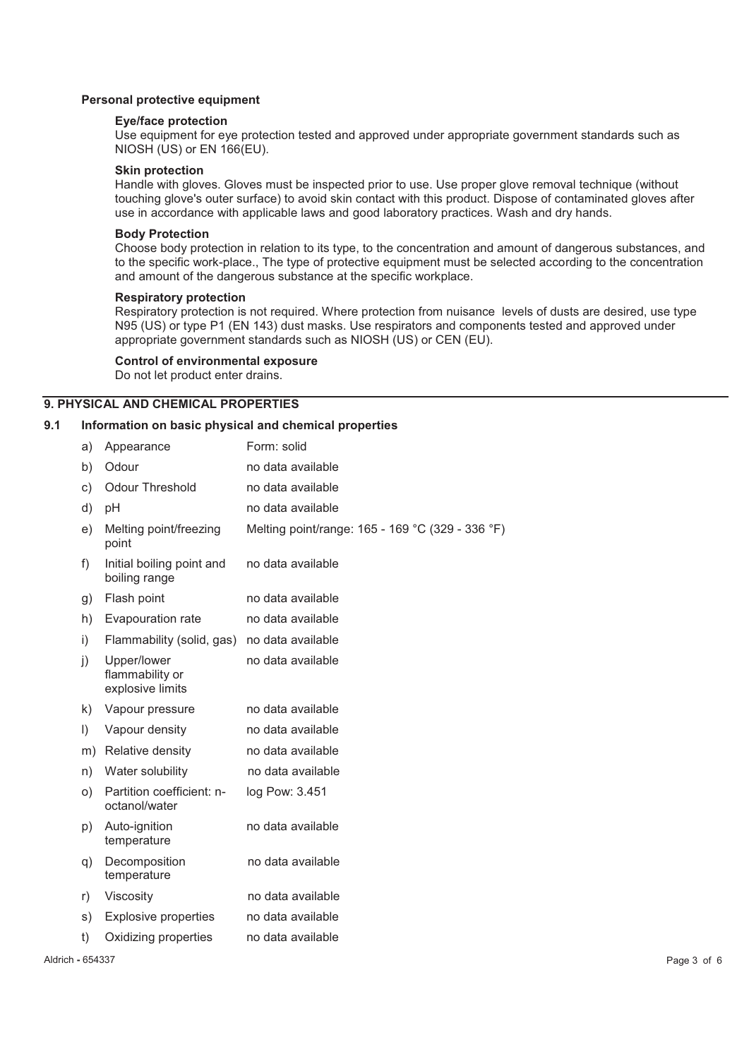### Personal protective equipment

**Eye/face protection**

Use equipment for eye protection tested and approved under appropriate government standards such as NIOSH (US) or EN 166(EU).

**Skin protection**

Handle with gloves. Gloves must be inspected prior to use. Use proper glove removal technique (without touching glove's outer surface) to avoid skin contact with this product. Dispose of contaminated gloves after use in accordance with applicable laws and good laboratory practices. Wash and dry hands.

**Body Protection**

Choose body protection in relation to its type, to the concentration and amount of dangerous substances, and to the specific work-place., The type of protective equipment must be selected according to the concentration and amount of the dangerous substance at the specific workplace.

**Respiratory protection**

Respiratory protection is not required. Where protection from nuisance levels of dusts are desired, use type N95 (US) or type P1 (EN 143) dust masks. Use respirators and components tested and approved under appropriate government standards such as NIOSH (US) or CEN (EU).

**Control of environmental exposure**

Do not let product enter drains.

## 9. PHYSICAL AND CHEMICAL PROPERTIES

### 9.1 Information on basic physical and chemical properties

| | Property | Value |
|---|---|---|
| a) | Appearance | Form: solid |
| b) | Odour | no data available |
| c) | Odour Threshold | no data available |
| d) | pH | no data available |
| e) | Melting point/freezing point | Melting point/range: 165 - 169 °C (329 - 336 °F) |
| f) | Initial boiling point and boiling range | no data available |
| g) | Flash point | no data available |
| h) | Evapouration rate | no data available |
| i) | Flammability (solid, gas) | no data available |
| j) | Upper/lower flammability or explosive limits | no data available |
| k) | Vapour pressure | no data available |
| l) | Vapour density | no data available |
| m) | Relative density | no data available |
| n) | Water solubility | no data available |
| o) | Partition coefficient: n-octanol/water | log Pow: 3.451 |
| p) | Auto-ignition temperature | no data available |
| q) | Decomposition temperature | no data available |
| r) | Viscosity | no data available |
| s) | Explosive properties | no data available |
| t) | Oxidizing properties | no data available |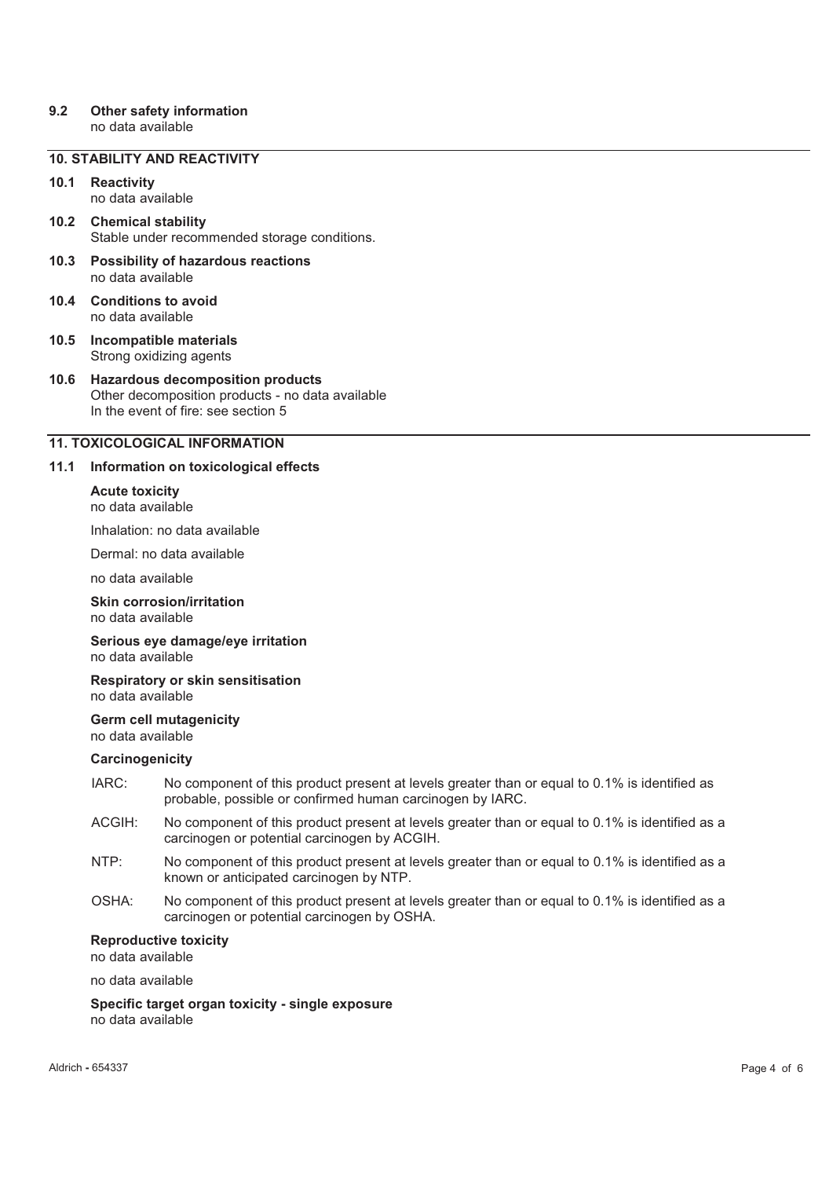**9.2 Other safety information**
no data available

## 10. STABILITY AND REACTIVITY

**10.1 Reactivity**
no data available

**10.2 Chemical stability**
Stable under recommended storage conditions.

**10.3 Possibility of hazardous reactions**
no data available

**10.4 Conditions to avoid**
no data available

**10.5 Incompatible materials**
Strong oxidizing agents

**10.6 Hazardous decomposition products**
Other decomposition products - no data available
In the event of fire: see section 5

## 11. TOXICOLOGICAL INFORMATION

**11.1 Information on toxicological effects**

**Acute toxicity**
no data available

Inhalation: no data available

Dermal: no data available

no data available

**Skin corrosion/irritation**
no data available

**Serious eye damage/eye irritation**
no data available

**Respiratory or skin sensitisation**
no data available

**Germ cell mutagenicity**
no data available

**Carcinogenicity**

IARC: No component of this product present at levels greater than or equal to 0.1% is identified as probable, possible or confirmed human carcinogen by IARC.

ACGIH: No component of this product present at levels greater than or equal to 0.1% is identified as a carcinogen or potential carcinogen by ACGIH.

NTP: No component of this product present at levels greater than or equal to 0.1% is identified as a known or anticipated carcinogen by NTP.

OSHA: No component of this product present at levels greater than or equal to 0.1% is identified as a carcinogen or potential carcinogen by OSHA.

**Reproductive toxicity**
no data available

no data available

**Specific target organ toxicity - single exposure**
no data available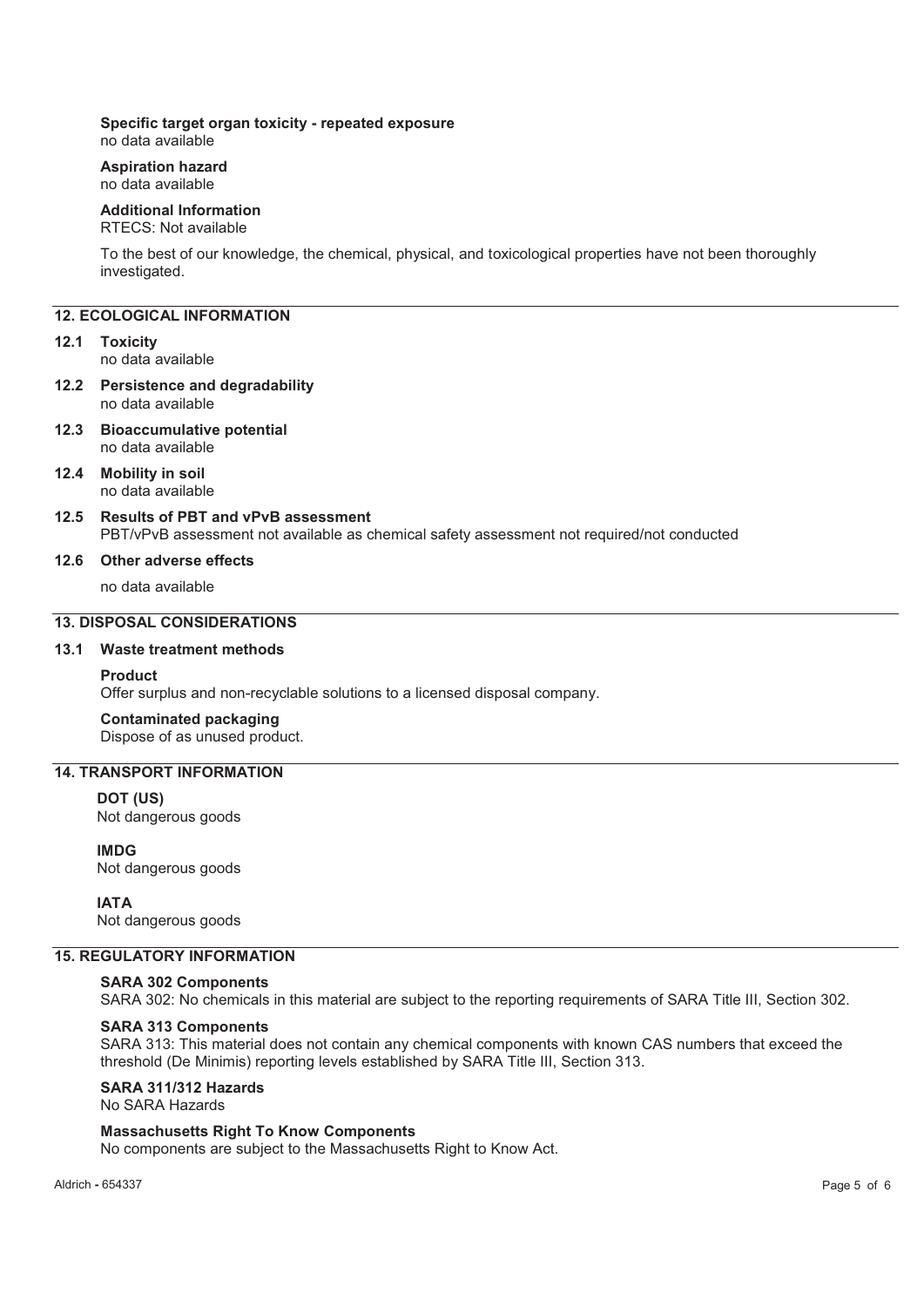**Specific target organ toxicity - repeated exposure**
no data available

**Aspiration hazard**
no data available

**Additional Information**
RTECS: Not available

To the best of our knowledge, the chemical, physical, and toxicological properties have not been thoroughly investigated.

## 12. ECOLOGICAL INFORMATION

**12.1 Toxicity**
no data available

**12.2 Persistence and degradability**
no data available

**12.3 Bioaccumulative potential**
no data available

**12.4 Mobility in soil**
no data available

**12.5 Results of PBT and vPvB assessment**
PBT/vPvB assessment not available as chemical safety assessment not required/not conducted

**12.6 Other adverse effects**

no data available

## 13. DISPOSAL CONSIDERATIONS

**13.1 Waste treatment methods**

**Product**
Offer surplus and non-recyclable solutions to a licensed disposal company.

**Contaminated packaging**
Dispose of as unused product.

## 14. TRANSPORT INFORMATION

**DOT (US)**
Not dangerous goods

**IMDG**
Not dangerous goods

**IATA**
Not dangerous goods

## 15. REGULATORY INFORMATION

**SARA 302 Components**
SARA 302: No chemicals in this material are subject to the reporting requirements of SARA Title III, Section 302.

**SARA 313 Components**
SARA 313: This material does not contain any chemical components with known CAS numbers that exceed the threshold (De Minimis) reporting levels established by SARA Title III, Section 313.

**SARA 311/312 Hazards**
No SARA Hazards

**Massachusetts Right To Know Components**
No components are subject to the Massachusetts Right to Know Act.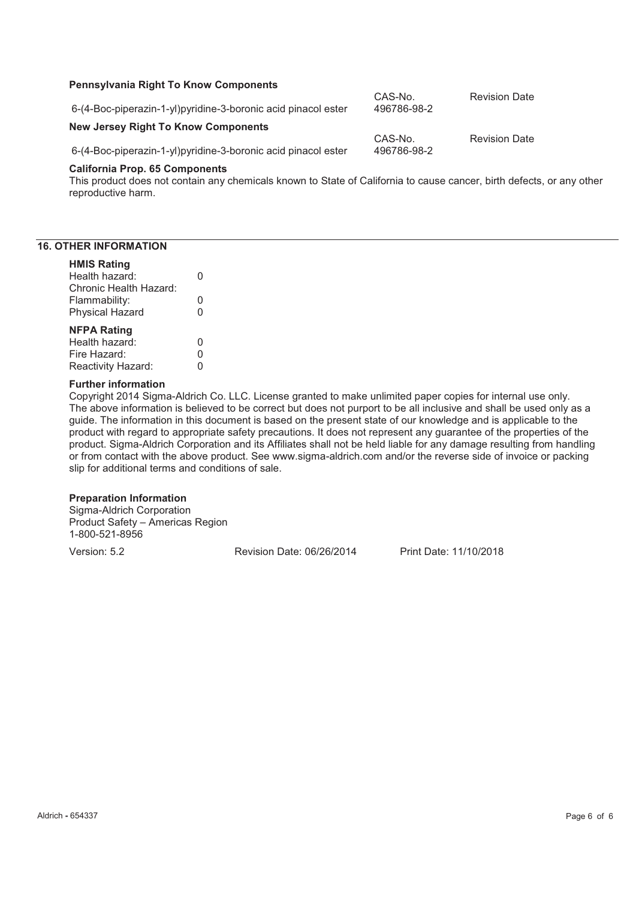**Pennsylvania Right To Know Components**

| | CAS-No. | Revision Date |
|---|---|---|
| 6-(4-Boc-piperazin-1-yl)pyridine-3-boronic acid pinacol ester | 496786-98-2 | |

**New Jersey Right To Know Components**

| | CAS-No. | Revision Date |
|---|---|---|
| 6-(4-Boc-piperazin-1-yl)pyridine-3-boronic acid pinacol ester | 496786-98-2 | |

**California Prop. 65 Components**

This product does not contain any chemicals known to State of California to cause cancer, birth defects, or any other reproductive harm.

## 16. OTHER INFORMATION

**HMIS Rating**

| | |
|---|---|
| Health hazard: | 0 |
| Chronic Health Hazard: | |
| Flammability: | 0 |
| Physical Hazard | 0 |

**NFPA Rating**

| | |
|---|---|
| Health hazard: | 0 |
| Fire Hazard: | 0 |
| Reactivity Hazard: | 0 |

**Further information**

Copyright 2014 Sigma-Aldrich Co. LLC. License granted to make unlimited paper copies for internal use only. The above information is believed to be correct but does not purport to be all inclusive and shall be used only as a guide. The information in this document is based on the present state of our knowledge and is applicable to the product with regard to appropriate safety precautions. It does not represent any guarantee of the properties of the product. Sigma-Aldrich Corporation and its Affiliates shall not be held liable for any damage resulting from handling or from contact with the above product. See www.sigma-aldrich.com and/or the reverse side of invoice or packing slip for additional terms and conditions of sale.

**Preparation Information**

Sigma-Aldrich Corporation
Product Safety – Americas Region
1-800-521-8956

Version: 5.2 Revision Date: 06/26/2014 Print Date: 11/10/2018